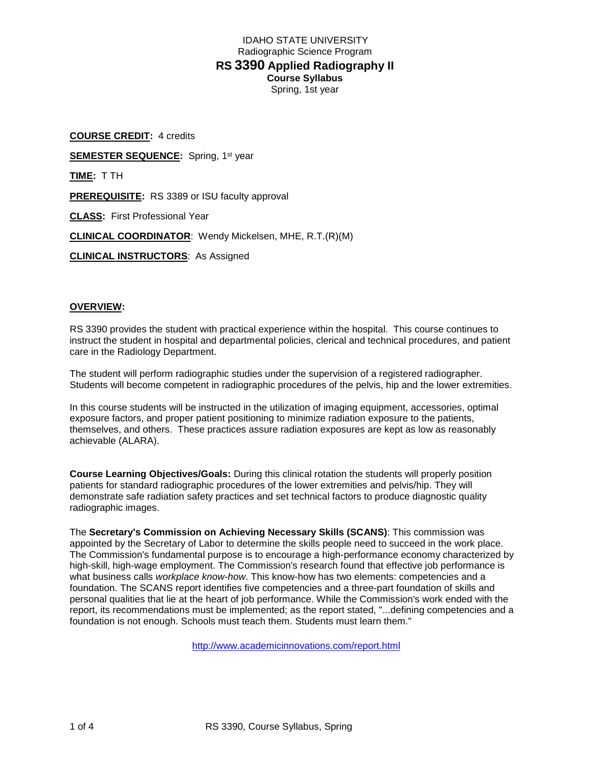IDAHO STATE UNIVERSITY
Radiographic Science Program

# RS 3390 Applied Radiography II

**Course Syllabus**
Spring, 1st year

**COURSE CREDIT:** 4 credits

**SEMESTER SEQUENCE:** Spring, 1st year

**TIME:** T TH

**PREREQUISITE:** RS 3389 or ISU faculty approval

**CLASS:** First Professional Year

**CLINICAL COORDINATOR**: Wendy Mickelsen, MHE, R.T.(R)(M)

**CLINICAL INSTRUCTORS**: As Assigned

## OVERVIEW:

RS 3390 provides the student with practical experience within the hospital. This course continues to instruct the student in hospital and departmental policies, clerical and technical procedures, and patient care in the Radiology Department.

The student will perform radiographic studies under the supervision of a registered radiographer. Students will become competent in radiographic procedures of the pelvis, hip and the lower extremities.

In this course students will be instructed in the utilization of imaging equipment, accessories, optimal exposure factors, and proper patient positioning to minimize radiation exposure to the patients, themselves, and others. These practices assure radiation exposures are kept as low as reasonably achievable (ALARA).

**Course Learning Objectives/Goals:** During this clinical rotation the students will properly position patients for standard radiographic procedures of the lower extremities and pelvis/hip. They will demonstrate safe radiation safety practices and set technical factors to produce diagnostic quality radiographic images.

The **Secretary's Commission on Achieving Necessary Skills (SCANS)**: This commission was appointed by the Secretary of Labor to determine the skills people need to succeed in the work place. The Commission's fundamental purpose is to encourage a high-performance economy characterized by high-skill, high-wage employment. The Commission's research found that effective job performance is what business calls *workplace know-how*. This know-how has two elements: competencies and a foundation. The SCANS report identifies five competencies and a three-part foundation of skills and personal qualities that lie at the heart of job performance. While the Commission's work ended with the report, its recommendations must be implemented; as the report stated, "...defining competencies and a foundation is not enough. Schools must teach them. Students must learn them."

http://www.academicinnovations.com/report.html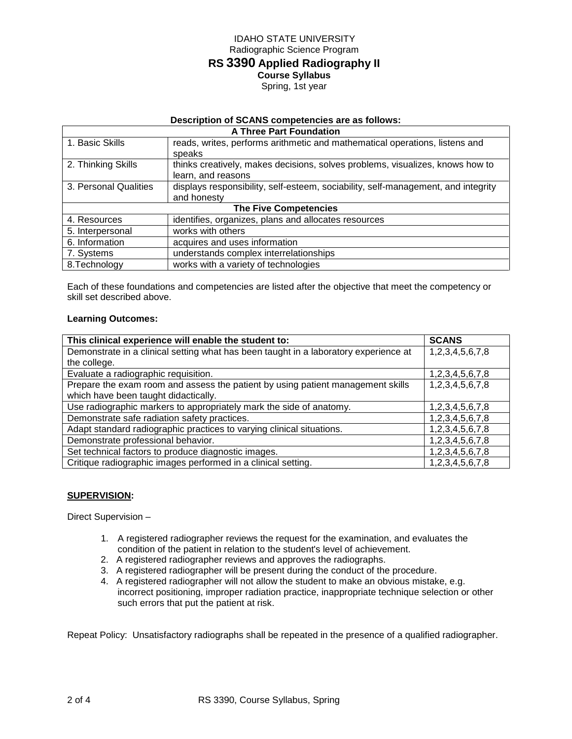IDAHO STATE UNIVERSITY
Radiographic Science Program

# RS 3390 Applied Radiography II

**Course Syllabus**
Spring, 1st year

**Description of SCANS competencies are as follows:**

| A Three Part Foundation | |
|---|---|
| 1. Basic Skills | reads, writes, performs arithmetic and mathematical operations, listens and speaks |
| 2. Thinking Skills | thinks creatively, makes decisions, solves problems, visualizes, knows how to learn, and reasons |
| 3. Personal Qualities | displays responsibility, self-esteem, sociability, self-management, and integrity and honesty |
| **The Five Competencies** | |
| 4. Resources | identifies, organizes, plans and allocates resources |
| 5. Interpersonal | works with others |
| 6. Information | acquires and uses information |
| 7. Systems | understands complex interrelationships |
| 8.Technology | works with a variety of technologies |

Each of these foundations and competencies are listed after the objective that meet the competency or skill set described above.

**Learning Outcomes:**

| This clinical experience will enable the student to: | SCANS |
|---|---|
| Demonstrate in a clinical setting what has been taught in a laboratory experience at the college. | 1,2,3,4,5,6,7,8 |
| Evaluate a radiographic requisition. | 1,2,3,4,5,6,7,8 |
| Prepare the exam room and assess the patient by using patient management skills which have been taught didactically. | 1,2,3,4,5,6,7,8 |
| Use radiographic markers to appropriately mark the side of anatomy. | 1,2,3,4,5,6,7,8 |
| Demonstrate safe radiation safety practices. | 1,2,3,4,5,6,7,8 |
| Adapt standard radiographic practices to varying clinical situations. | 1,2,3,4,5,6,7,8 |
| Demonstrate professional behavior. | 1,2,3,4,5,6,7,8 |
| Set technical factors to produce diagnostic images. | 1,2,3,4,5,6,7,8 |
| Critique radiographic images performed in a clinical setting. | 1,2,3,4,5,6,7,8 |

**SUPERVISION:**

Direct Supervision –

1. A registered radiographer reviews the request for the examination, and evaluates the condition of the patient in relation to the student's level of achievement.
2. A registered radiographer reviews and approves the radiographs.
3. A registered radiographer will be present during the conduct of the procedure.
4. A registered radiographer will not allow the student to make an obvious mistake, e.g. incorrect positioning, improper radiation practice, inappropriate technique selection or other such errors that put the patient at risk.

Repeat Policy: Unsatisfactory radiographs shall be repeated in the presence of a qualified radiographer.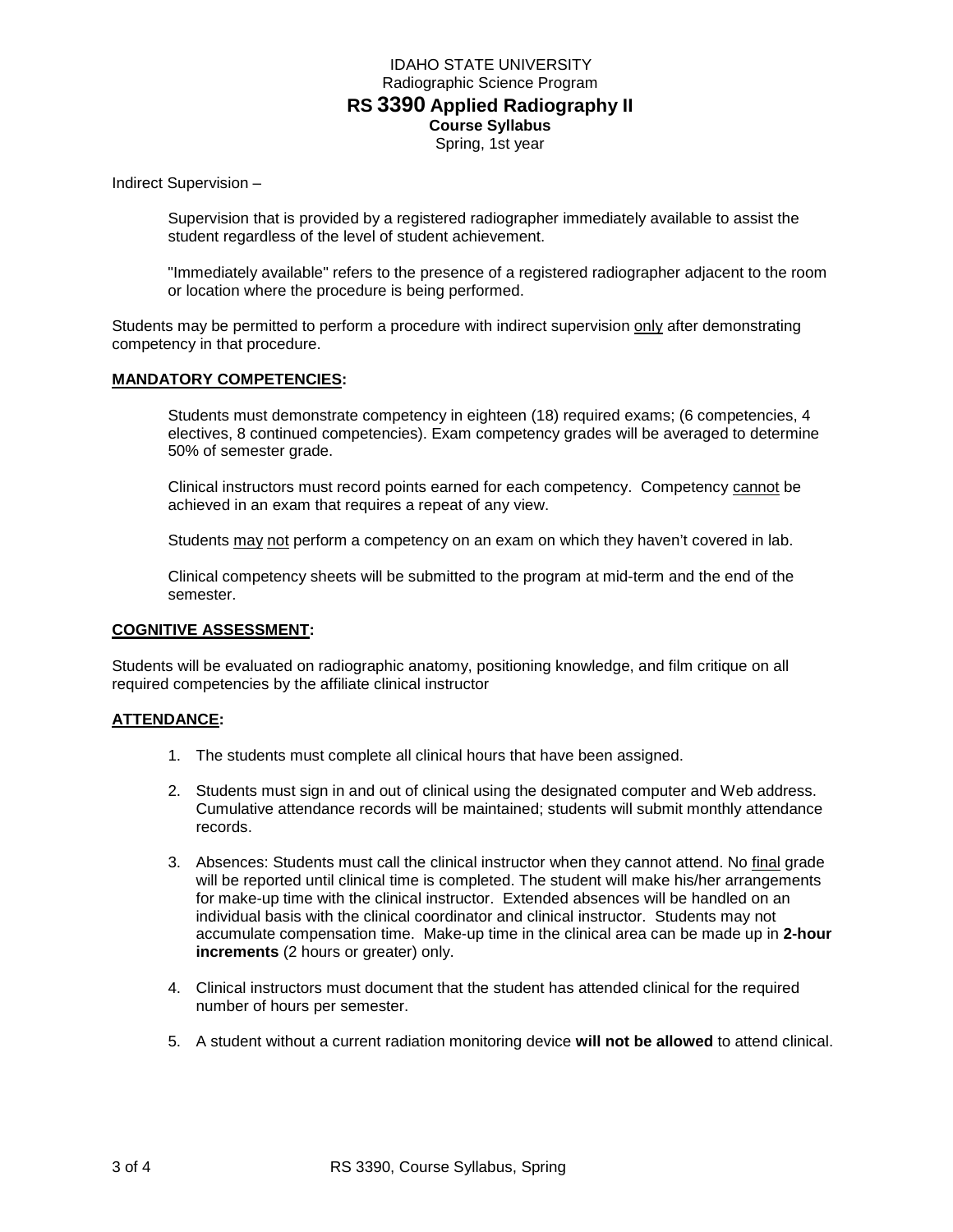Indirect Supervision –

Supervision that is provided by a registered radiographer immediately available to assist the student regardless of the level of student achievement.

"Immediately available" refers to the presence of a registered radiographer adjacent to the room or location where the procedure is being performed.

Students may be permitted to perform a procedure with indirect supervision only after demonstrating competency in that procedure.

## MANDATORY COMPETENCIES:

Students must demonstrate competency in eighteen (18) required exams; (6 competencies, 4 electives, 8 continued competencies). Exam competency grades will be averaged to determine 50% of semester grade.

Clinical instructors must record points earned for each competency. Competency cannot be achieved in an exam that requires a repeat of any view.

Students may not perform a competency on an exam on which they haven't covered in lab.

Clinical competency sheets will be submitted to the program at mid-term and the end of the semester.

## COGNITIVE ASSESSMENT:

Students will be evaluated on radiographic anatomy, positioning knowledge, and film critique on all required competencies by the affiliate clinical instructor

## ATTENDANCE:

1. The students must complete all clinical hours that have been assigned.

2. Students must sign in and out of clinical using the designated computer and Web address. Cumulative attendance records will be maintained; students will submit monthly attendance records.

3. Absences: Students must call the clinical instructor when they cannot attend. No final grade will be reported until clinical time is completed. The student will make his/her arrangements for make-up time with the clinical instructor. Extended absences will be handled on an individual basis with the clinical coordinator and clinical instructor. Students may not accumulate compensation time. Make-up time in the clinical area can be made up in **2-hour increments** (2 hours or greater) only.

4. Clinical instructors must document that the student has attended clinical for the required number of hours per semester.

5. A student without a current radiation monitoring device **will not be allowed** to attend clinical.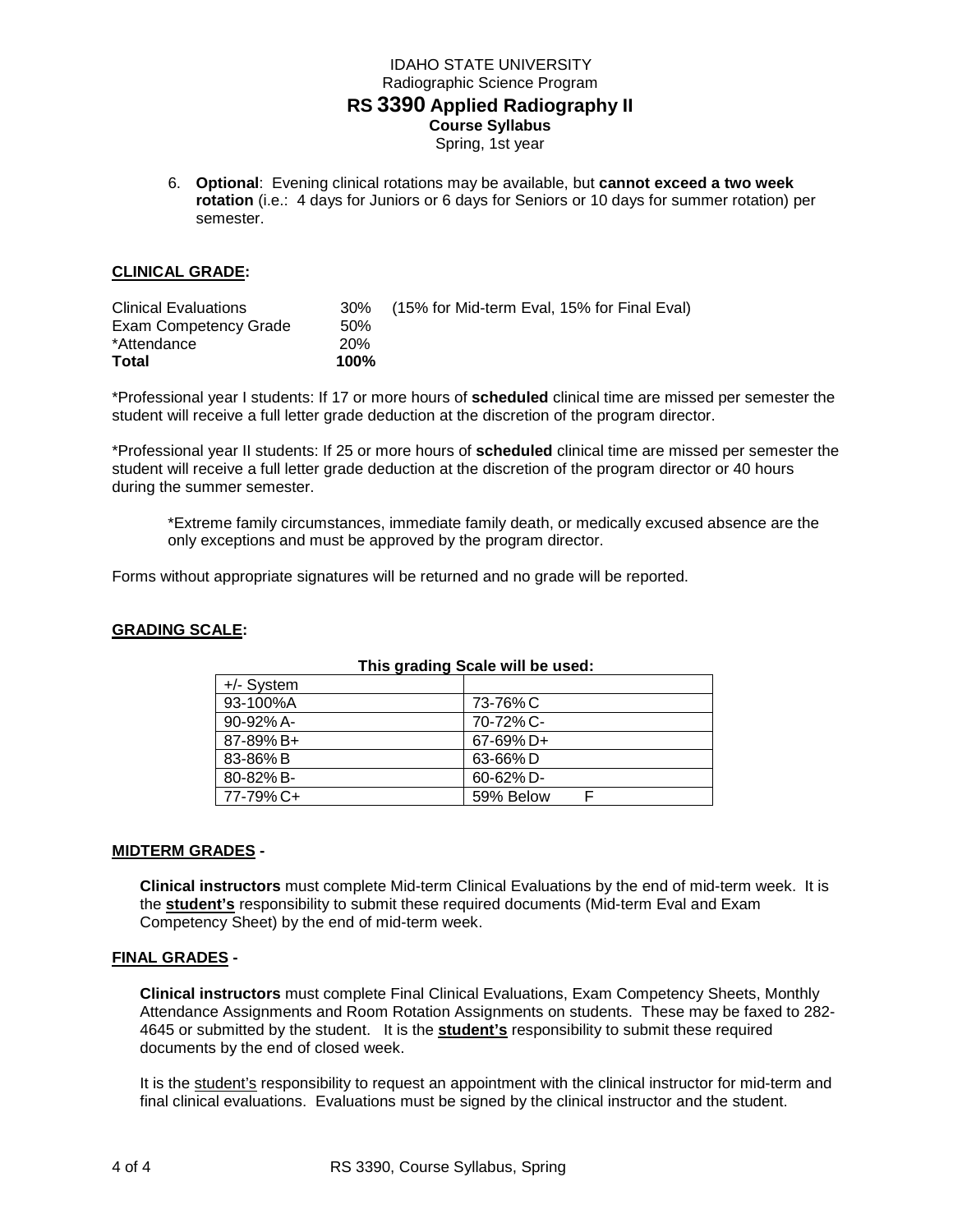6. **Optional**: Evening clinical rotations may be available, but **cannot exceed a two week rotation** (i.e.: 4 days for Juniors or 6 days for Seniors or 10 days for summer rotation) per semester.

## CLINICAL GRADE:

| | | |
|---|---|---|
| Clinical Evaluations | 30% | (15% for Mid-term Eval, 15% for Final Eval) |
| Exam Competency Grade | 50% | |
| *Attendance | 20% | |
| **Total** | **100%** | |

*Professional year I students: If 17 or more hours of **scheduled** clinical time are missed per semester the student will receive a full letter grade deduction at the discretion of the program director.

*Professional year II students: If 25 or more hours of **scheduled** clinical time are missed per semester the student will receive a full letter grade deduction at the discretion of the program director or 40 hours during the summer semester.

> *Extreme family circumstances, immediate family death, or medically excused absence are the only exceptions and must be approved by the program director.

Forms without appropriate signatures will be returned and no grade will be reported.

## GRADING SCALE:

**This grading Scale will be used:**

| +/- System | |
|---|---|
| 93-100%A | 73-76% C |
| 90-92% A- | 70-72% C- |
| 87-89% B+ | 67-69% D+ |
| 83-86% B | 63-66% D |
| 80-82% B- | 60-62% D- |
| 77-79% C+ | 59% Below F |

## MIDTERM GRADES -

**Clinical instructors** must complete Mid-term Clinical Evaluations by the end of mid-term week. It is the **student's** responsibility to submit these required documents (Mid-term Eval and Exam Competency Sheet) by the end of mid-term week.

## FINAL GRADES -

**Clinical instructors** must complete Final Clinical Evaluations, Exam Competency Sheets, Monthly Attendance Assignments and Room Rotation Assignments on students. These may be faxed to 282-4645 or submitted by the student. It is the **student's** responsibility to submit these required documents by the end of closed week.

It is the student's responsibility to request an appointment with the clinical instructor for mid-term and final clinical evaluations. Evaluations must be signed by the clinical instructor and the student.